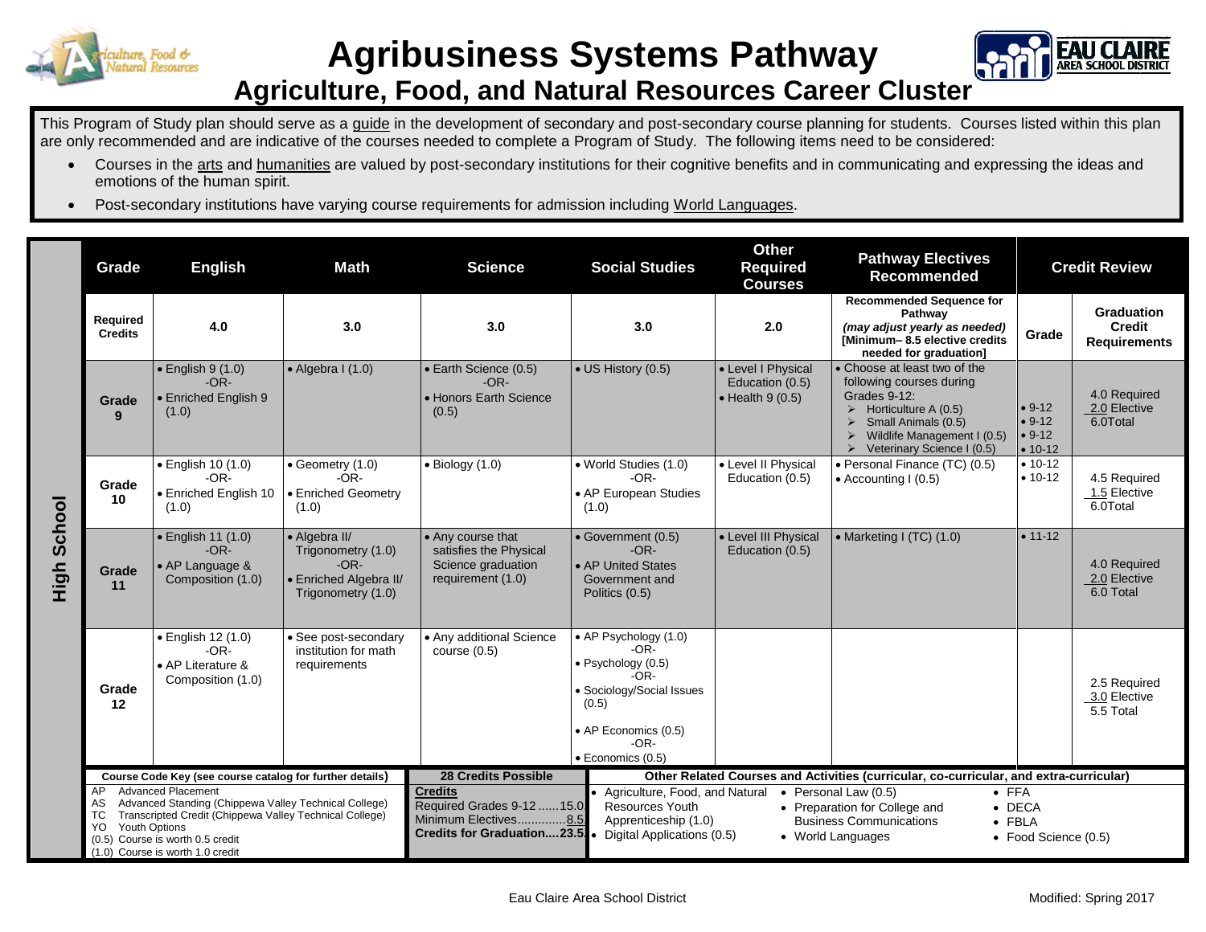# Agribusiness Systems Pathway

## Agriculture, Food, and Natural Resources Career Cluster

This Program of Study plan should serve as a guide in the development of secondary and post-secondary course planning for students. Courses listed within this plan are only recommended and are indicative of the courses needed to complete a Program of Study. The following items need to be considered:

- Courses in the arts and humanities are valued by post-secondary institutions for their cognitive benefits and in communicating and expressing the ideas and emotions of the human spirit.
- Post-secondary institutions have varying course requirements for admission including World Languages.

| | Grade | English | Math | Science | Social Studies | Other Required Courses | Pathway Electives Recommended | Credit Review | |
|---|---|---|---|---|---|---|---|---|---|
| High School | Required Credits | 4.0 | 3.0 | 3.0 | 3.0 | 2.0 | **Recommended Sequence for Pathway** *(may adjust yearly as needed)* **[Minimum– 8.5 elective credits needed for graduation]** | Grade | Graduation Credit Requirements |
| | Grade 9 | • English 9 (1.0) -OR- • Enriched English 9 (1.0) | • Algebra I (1.0) | • Earth Science (0.5) -OR- • Honors Earth Science (0.5) | • US History (0.5) | • Level I Physical Education (0.5) • Health 9 (0.5) | • Choose at least two of the following courses during Grades 9-12: ➢ Horticulture A (0.5) ➢ Small Animals (0.5) ➢ Wildlife Management I (0.5) ➢ Veterinary Science I (0.5) | • 9-12 • 9-12 • 9-12 • 10-12 | 4.0 Required 2.0 Elective 6.0Total |
| | Grade 10 | • English 10 (1.0) -OR- • Enriched English 10 (1.0) | • Geometry (1.0) -OR- • Enriched Geometry (1.0) | • Biology (1.0) | • World Studies (1.0) -OR- • AP European Studies (1.0) | • Level II Physical Education (0.5) | • Personal Finance (TC) (0.5) • Accounting I (0.5) | • 10-12 • 10-12 | 4.5 Required 1.5 Elective 6.0Total |
| | Grade 11 | • English 11 (1.0) -OR- • AP Language & Composition (1.0) | • Algebra II/ Trigonometry (1.0) -OR- • Enriched Algebra II/ Trigonometry (1.0) | • Any course that satisfies the Physical Science graduation requirement (1.0) | • Government (0.5) -OR- • AP United States Government and Politics (0.5) | • Level III Physical Education (0.5) | • Marketing I (TC) (1.0) | • 11-12 | 4.0 Required 2.0 Elective 6.0 Total |
| | Grade 12 | • English 12 (1.0) -OR- • AP Literature & Composition (1.0) | • See post-secondary institution for math requirements | • Any additional Science course (0.5) | • AP Psychology (1.0) -OR- • Psychology (0.5) -OR- • Sociology/Social Issues (0.5) • AP Economics (0.5) -OR- • Economics (0.5) | | | | 2.5 Required 3.0 Elective 5.5 Total |

**Course Code Key (see course catalog for further details)**

- AP Advanced Placement
- AS Advanced Standing (Chippewa Valley Technical College)
- TC Transcripted Credit (Chippewa Valley Technical College)
- YO Youth Options
- (0.5) Course is worth 0.5 credit
- (1.0) Course is worth 1.0 credit

**28 Credits Possible**

**Credits**
Required Grades 9-12 ......15.0
Minimum Electives..............8.5
**Credits for Graduation....23.5**

**Other Related Courses and Activities (curricular, co-curricular, and extra-curricular)**

- Agriculture, Food, and Natural Resources Youth Apprenticeship (1.0)
- Digital Applications (0.5)
- Personal Law (0.5)
- Preparation for College and Business Communications
- World Languages
- FFA
- DECA
- FBLA
- Food Science (0.5)

Eau Claire Area School District

Modified: Spring 2017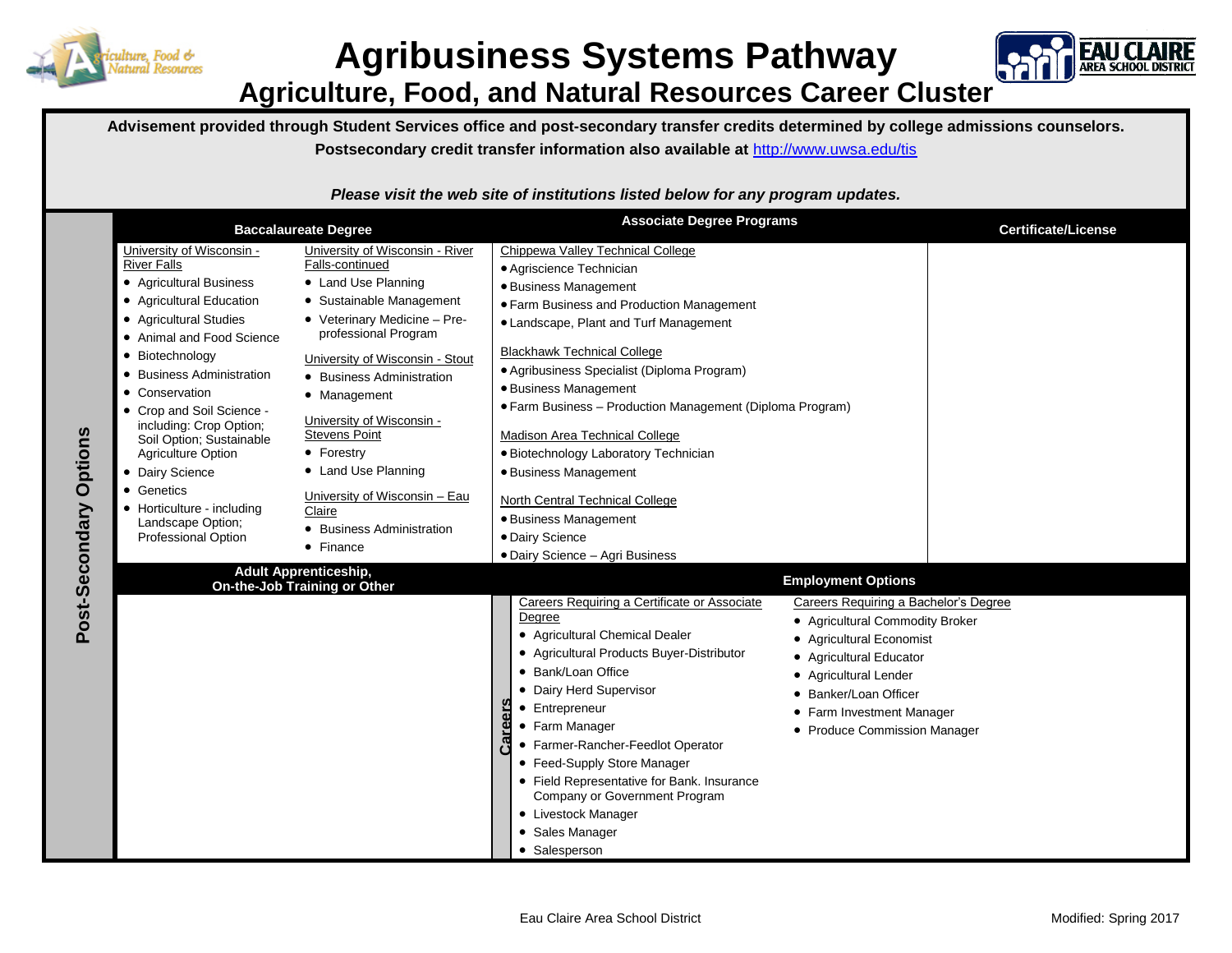# Agribusiness Systems Pathway

## Agriculture, Food, and Natural Resources Career Cluster

**Advisement provided through Student Services office and post-secondary transfer credits determined by college admissions counselors.**

**Postsecondary credit transfer information also available at http://www.uwsa.edu/tis**

***Please visit the web site of institutions listed below for any program updates.***

## Post-Secondary Options

### Baccalaureate Degree

University of Wisconsin - River Falls
- Agricultural Business
- Agricultural Education
- Agricultural Studies
- Animal and Food Science
- Biotechnology
- Business Administration
- Conservation
- Crop and Soil Science - including: Crop Option; Soil Option; Sustainable Agriculture Option
- Dairy Science
- Genetics
- Horticulture - including Landscape Option; Professional Option

University of Wisconsin - River Falls-continued
- Land Use Planning
- Sustainable Management
- Veterinary Medicine – Pre-professional Program

University of Wisconsin - Stout
- Business Administration
- Management

University of Wisconsin - Stevens Point
- Forestry
- Land Use Planning

University of Wisconsin – Eau Claire
- Business Administration
- Finance

### Associate Degree Programs

Chippewa Valley Technical College
- Agriscience Technician
- Business Management
- Farm Business and Production Management
- Landscape, Plant and Turf Management

Blackhawk Technical College
- Agribusiness Specialist (Diploma Program)
- Business Management
- Farm Business – Production Management (Diploma Program)

Madison Area Technical College
- Biotechnology Laboratory Technician
- Business Management

North Central Technical College
- Business Management
- Dairy Science
- Dairy Science – Agri Business

### Certificate/License

### Adult Apprenticeship, On-the-Job Training or Other

### Employment Options

#### Careers

Careers Requiring a Certificate or Associate Degree
- Agricultural Chemical Dealer
- Agricultural Products Buyer-Distributor
- Bank/Loan Office
- Dairy Herd Supervisor
- Entrepreneur
- Farm Manager
- Farmer-Rancher-Feedlot Operator
- Feed-Supply Store Manager
- Field Representative for Bank. Insurance Company or Government Program
- Livestock Manager
- Sales Manager
- Salesperson

Careers Requiring a Bachelor's Degree
- Agricultural Commodity Broker
- Agricultural Economist
- Agricultural Educator
- Agricultural Lender
- Banker/Loan Officer
- Farm Investment Manager
- Produce Commission Manager

Eau Claire Area School District

Modified: Spring 2017